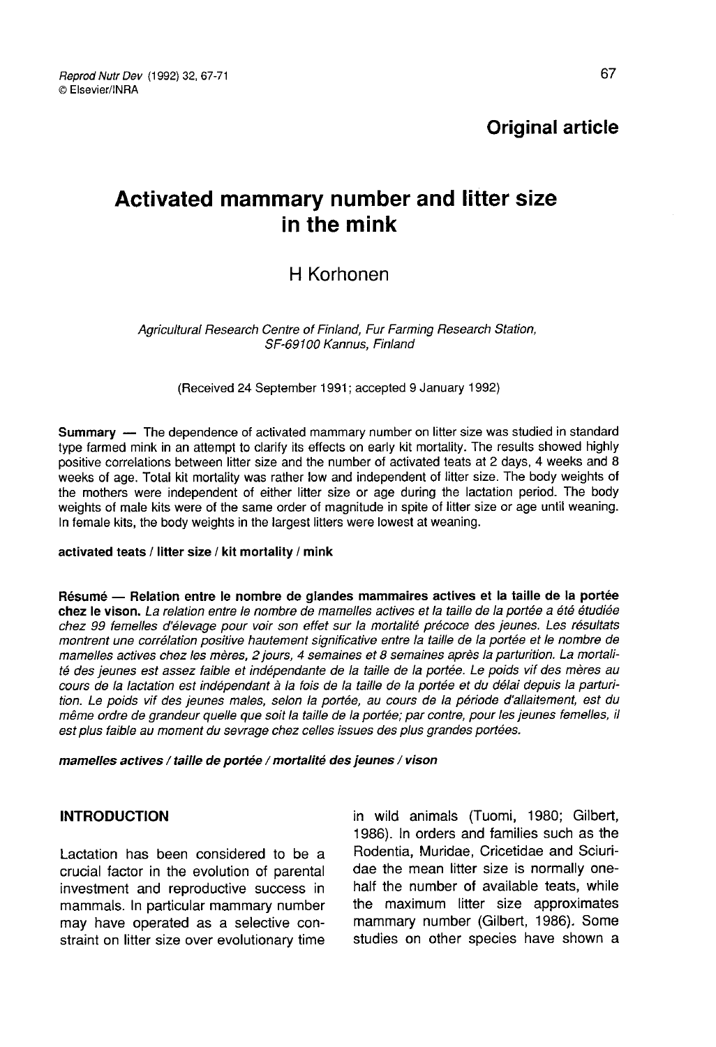**Original article**

# Activated mammary number and litter size in the mink

H Korhonen

*Agricultural Research Centre of Finland, Fur Farming Research Station, SF-69100 Kannus, Finland*

(Received 24 September 1991; accepted 9 January 1992)

**Summary** — The dependence of activated mammary number on litter size was studied in standard type farmed mink in an attempt to clarify its effects on early kit mortality. The results showed highly positive correlations between litter size and the number of activated teats at 2 days, 4 weeks and 8 weeks of age. Total kit mortality was rather low and independent of litter size. The body weights of the mothers were independent of either litter size or age during the lactation period. The body weights of male kits were of the same order of magnitude in spite of litter size or age until weaning. In female kits, the body weights in the largest litters were lowest at weaning.

**activated teats / litter size / kit mortality / mink**

**Résumé — Relation entre le nombre de glandes mammaires actives et la taille de la portée chez le vison.** *La relation entre le nombre de mamelles actives et la taille de la portée a été étudiée chez 99 femelles d'élevage pour voir son effet sur la mortalité précoce des jeunes. Les résultats montrent une corrélation positive hautement significative entre la taille de la portée et le nombre de mamelles actives chez les mères, 2 jours, 4 semaines et 8 semaines après la parturition. La mortalité des jeunes est assez faible et indépendante de la taille de la portée. Le poids vif des mères au cours de la lactation est indépendant à la fois de la taille de la portée et du délai depuis la parturition. Le poids vif des jeunes males, selon la portée, au cours de la période d'allaitement, est du même ordre de grandeur quelle que soit la taille de la portée; par contre, pour les jeunes femelles, il est plus faible au moment du sevrage chez celles issues des plus grandes portées.*

***mamelles actives / taille de portée / mortalité des jeunes / vison***

## INTRODUCTION

Lactation has been considered to be a crucial factor in the evolution of parental investment and reproductive success in mammals. In particular mammary number may have operated as a selective constraint on litter size over evolutionary time in wild animals (Tuomi, 1980; Gilbert, 1986). In orders and families such as the Rodentia, Muridae, Cricetidae and Sciuridae the mean litter size is normally one-half the number of available teats, while the maximum litter size approximates mammary number (Gilbert, 1986). Some studies on other species have shown a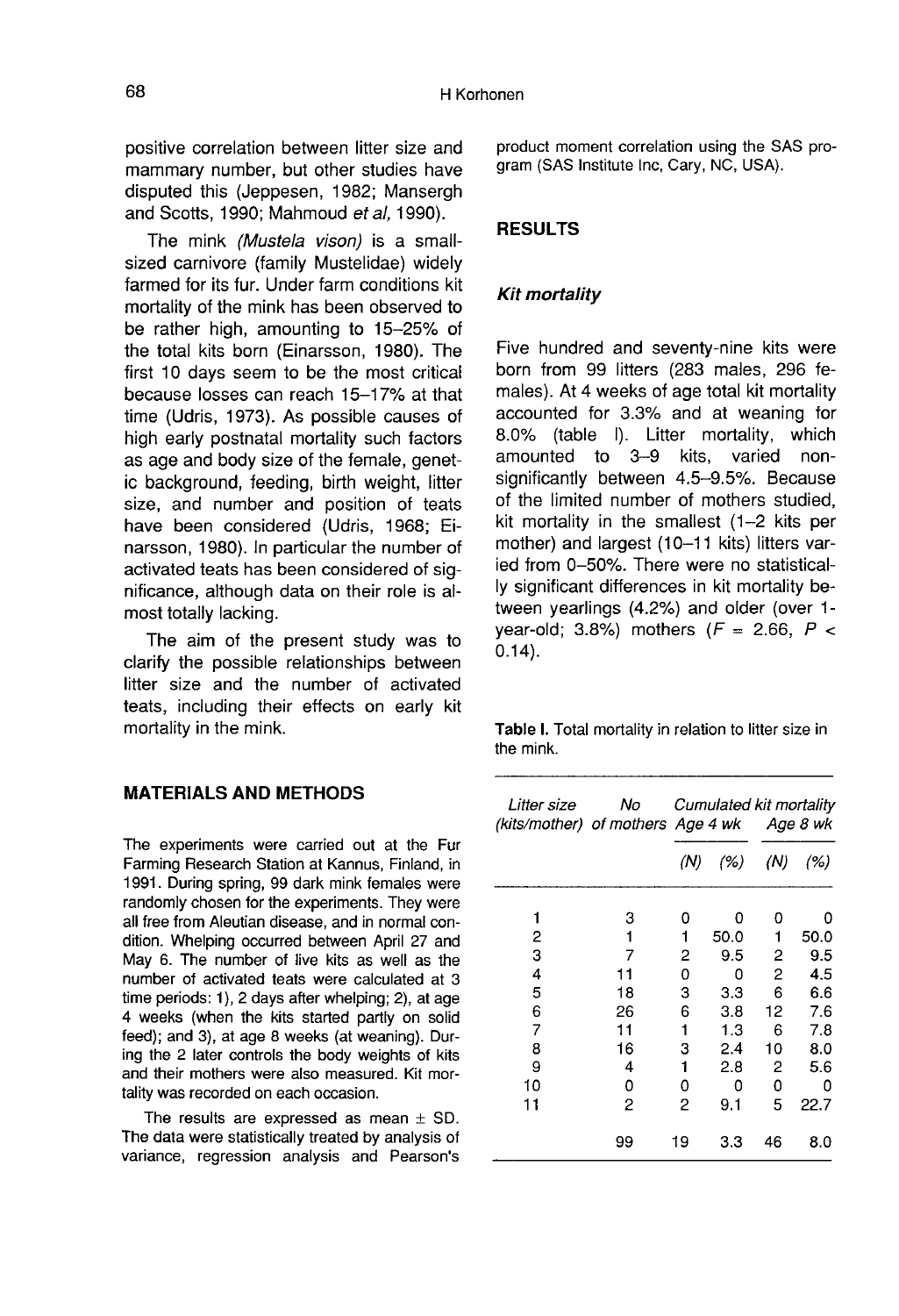positive correlation between litter size and mammary number, but other studies have disputed this (Jeppesen, 1982; Mansergh and Scotts, 1990; Mahmoud *et al*, 1990).

The mink *(Mustela vison)* is a small-sized carnivore (family Mustelidae) widely farmed for its fur. Under farm conditions kit mortality of the mink has been observed to be rather high, amounting to 15–25% of the total kits born (Einarsson, 1980). The first 10 days seem to be the most critical because losses can reach 15–17% at that time (Udris, 1973). As possible causes of high early postnatal mortality such factors as age and body size of the female, genetic background, feeding, birth weight, litter size, and number and position of teats have been considered (Udris, 1968; Einarsson, 1980). In particular the number of activated teats has been considered of significance, although data on their role is almost totally lacking.

The aim of the present study was to clarify the possible relationships between litter size and the number of activated teats, including their effects on early kit mortality in the mink.

## MATERIALS AND METHODS

The experiments were carried out at the Fur Farming Research Station at Kannus, Finland, in 1991. During spring, 99 dark mink females were randomly chosen for the experiments. They were all free from Aleutian disease, and in normal condition. Whelping occurred between April 27 and May 6. The number of live kits as well as the number of activated teats were calculated at 3 time periods: 1), 2 days after whelping; 2), at age 4 weeks (when the kits started partly on solid feed); and 3), at age 8 weeks (at weaning). During the 2 later controls the body weights of kits and their mothers were also measured. Kit mortality was recorded on each occasion.

The results are expressed as mean ± SD. The data were statistically treated by analysis of variance, regression analysis and Pearson's product moment correlation using the SAS program (SAS Institute Inc, Cary, NC, USA).

## RESULTS

### *Kit mortality*

Five hundred and seventy-nine kits were born from 99 litters (283 males, 296 females). At 4 weeks of age total kit mortality accounted for 3.3% and at weaning for 8.0% (table I). Litter mortality, which amounted to 3–9 kits, varied non-significantly between 4.5–9.5%. Because of the limited number of mothers studied, kit mortality in the smallest (1–2 kits per mother) and largest (10–11 kits) litters varied from 0–50%. There were no statistically significant differences in kit mortality between yearlings (4.2%) and older (over 1-year-old; 3.8%) mothers ($F = 2.66$, $P < 0.14$).

**Table I.** Total mortality in relation to litter size in the mink.

| *Litter size (kits/mother)* | *No of mothers* | *Cumulated kit mortality Age 4 wk* | | *Age 8 wk* | |
|---|---|---|---|---|---|
| | | *(N)* | *(%)* | *(N)* | *(%)* |
| 1 | 3 | 0 | 0 | 0 | 0 |
| 2 | 1 | 1 | 50.0 | 1 | 50.0 |
| 3 | 7 | 2 | 9.5 | 2 | 9.5 |
| 4 | 11 | 0 | 0 | 2 | 4.5 |
| 5 | 18 | 3 | 3.3 | 6 | 6.6 |
| 6 | 26 | 6 | 3.8 | 12 | 7.6 |
| 7 | 11 | 1 | 1.3 | 6 | 7.8 |
| 8 | 16 | 3 | 2.4 | 10 | 8.0 |
| 9 | 4 | 1 | 2.8 | 2 | 5.6 |
| 10 | 0 | 0 | 0 | 0 | 0 |
| 11 | 2 | 2 | 9.1 | 5 | 22.7 |
| | 99 | 19 | 3.3 | 46 | 8.0 |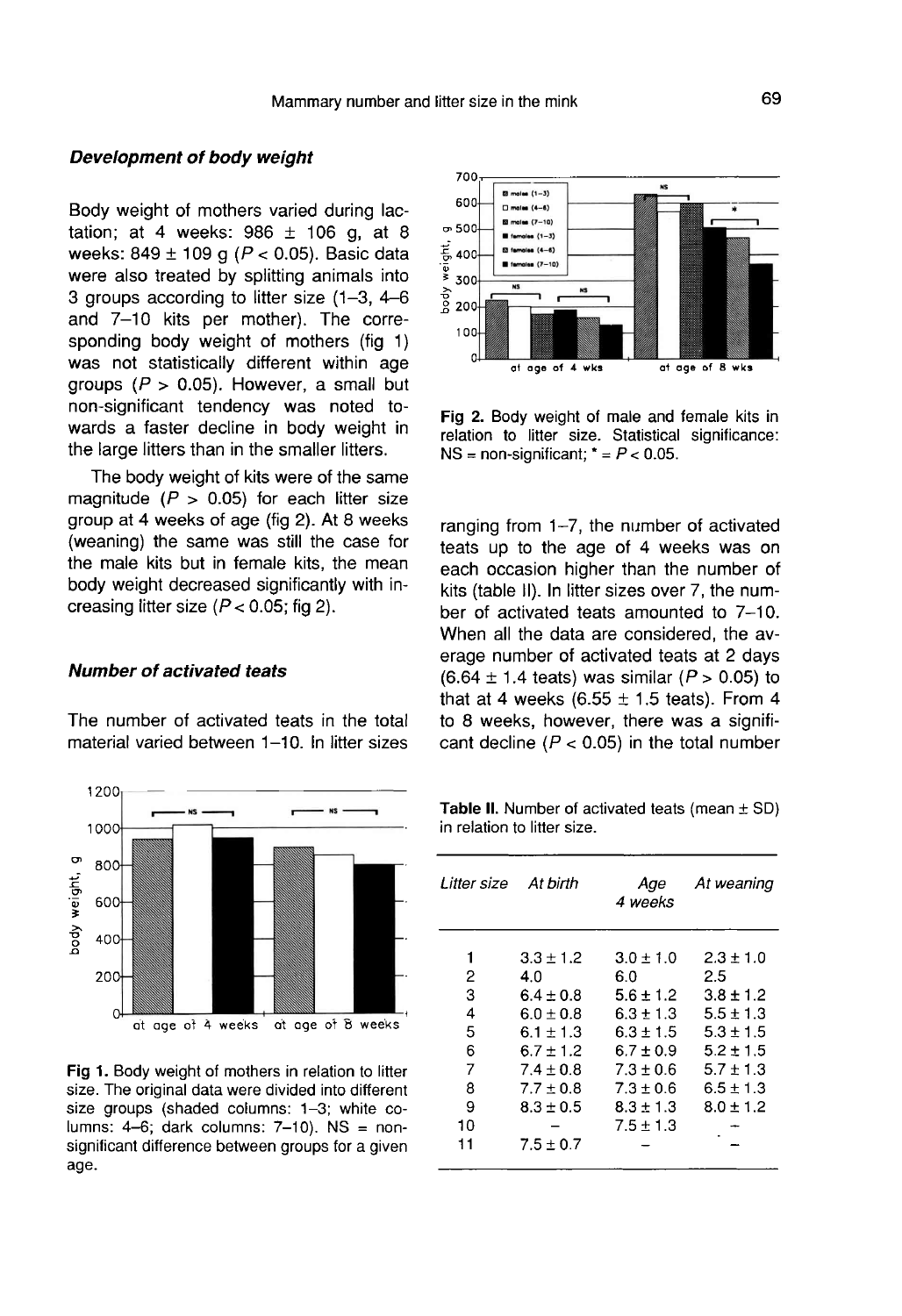### Development of body weight

Body weight of mothers varied during lactation; at 4 weeks: 986 ± 106 g, at 8 weeks: 849 ± 109 g ($P < 0.05$). Basic data were also treated by splitting animals into 3 groups according to litter size (1–3, 4–6 and 7–10 kits per mother). The corresponding body weight of mothers (fig 1) was not statistically different within age groups ($P > 0.05$). However, a small but non-significant tendency was noted towards a faster decline in body weight in the large litters than in the smaller litters.

The body weight of kits were of the same magnitude ($P > 0.05$) for each litter size group at 4 weeks of age (fig 2). At 8 weeks (weaning) the same was still the case for the male kits but in female kits, the mean body weight decreased significantly with increasing litter size ($P < 0.05$; fig 2).

### Number of activated teats

The number of activated teats in the total material varied between 1–10. In litter sizes ranging from 1–7, the number of activated teats up to the age of 4 weeks was on each occasion higher than the number of kits (table II). In litter sizes over 7, the number of activated teats amounted to 7–10. When all the data are considered, the average number of activated teats at 2 days (6.64 ± 1.4 teats) was similar ($P > 0.05$) to that at 4 weeks (6.55 ± 1.5 teats). From 4 to 8 weeks, however, there was a significant decline ($P < 0.05$) in the total number

Fig 1. Body weight of mothers in relation to litter size. The original data were divided into different size groups (shaded columns: 1–3; white columns: 4–6; dark columns: 7–10). NS = non-significant difference between groups for a given age.

Fig 2. Body weight of male and female kits in relation to litter size. Statistical significance: NS = non-significant; * = $P < 0.05$.

Table II. Number of activated teats (mean ± SD) in relation to litter size.

| Litter size | At birth | Age 4 weeks | At weaning |
|---|---|---|---|
| 1 | 3.3 ± 1.2 | 3.0 ± 1.0 | 2.3 ± 1.0 |
| 2 | 4.0 | 6.0 | 2.5 |
| 3 | 6.4 ± 0.8 | 5.6 ± 1.2 | 3.8 ± 1.2 |
| 4 | 6.0 ± 0.8 | 6.3 ± 1.3 | 5.5 ± 1.3 |
| 5 | 6.1 ± 1.3 | 6.3 ± 1.5 | 5.3 ± 1.5 |
| 6 | 6.7 ± 1.2 | 6.7 ± 0.9 | 5.2 ± 1.5 |
| 7 | 7.4 ± 0.8 | 7.3 ± 0.6 | 5.7 ± 1.3 |
| 8 | 7.7 ± 0.8 | 7.3 ± 0.6 | 6.5 ± 1.3 |
| 9 | 8.3 ± 0.5 | 8.3 ± 1.3 | 8.0 ± 1.2 |
| 10 | – | 7.5 ± 1.3 | – |
| 11 | 7.5 ± 0.7 | – | – |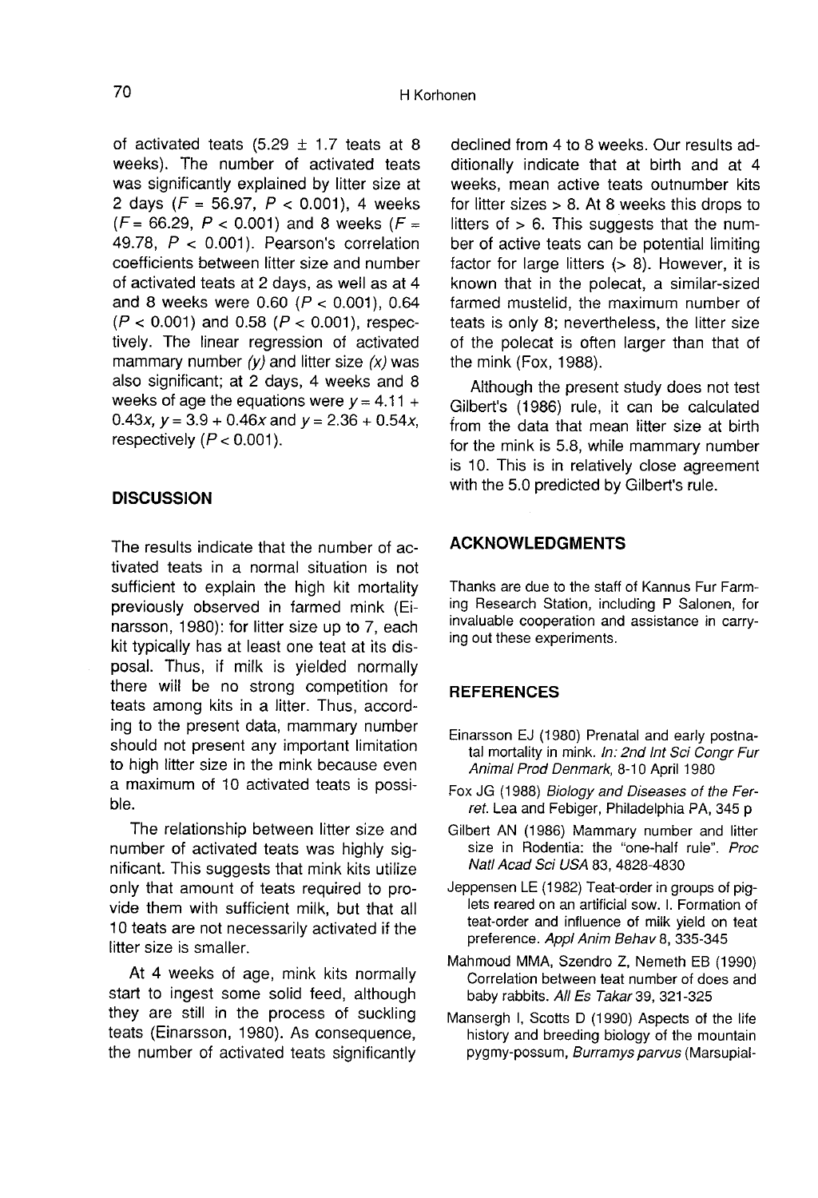of activated teats ($5.29 \pm 1.7$ teats at 8 weeks). The number of activated teats was significantly explained by litter size at 2 days ($F = 56.97$, $P < 0.001$), 4 weeks ($F = 66.29$, $P < 0.001$) and 8 weeks ($F = 49.78$, $P < 0.001$). Pearson's correlation coefficients between litter size and number of activated teats at 2 days, as well as at 4 and 8 weeks were 0.60 ($P < 0.001$), 0.64 ($P < 0.001$) and 0.58 ($P < 0.001$), respectively. The linear regression of activated mammary number *(y)* and litter size *(x)* was also significant; at 2 days, 4 weeks and 8 weeks of age the equations were $y = 4.11 + 0.43x$, $y = 3.9 + 0.46x$ and $y = 2.36 + 0.54x$, respectively ($P < 0.001$).

## DISCUSSION

The results indicate that the number of activated teats in a normal situation is not sufficient to explain the high kit mortality previously observed in farmed mink (Einarsson, 1980): for litter size up to 7, each kit typically has at least one teat at its disposal. Thus, if milk is yielded normally there will be no strong competition for teats among kits in a litter. Thus, according to the present data, mammary number should not present any important limitation to high litter size in the mink because even a maximum of 10 activated teats is possible.

The relationship between litter size and number of activated teats was highly significant. This suggests that mink kits utilize only that amount of teats required to provide them with sufficient milk, but that all 10 teats are not necessarily activated if the litter size is smaller.

At 4 weeks of age, mink kits normally start to ingest some solid feed, although they are still in the process of suckling teats (Einarsson, 1980). As consequence, the number of activated teats significantly declined from 4 to 8 weeks. Our results additionally indicate that at birth and at 4 weeks, mean active teats outnumber kits for litter sizes > 8. At 8 weeks this drops to litters of > 6. This suggests that the number of active teats can be potential limiting factor for large litters (> 8). However, it is known that in the polecat, a similar-sized farmed mustelid, the maximum number of teats is only 8; nevertheless, the litter size of the polecat is often larger than that of the mink (Fox, 1988).

Although the present study does not test Gilbert's (1986) rule, it can be calculated from the data that mean litter size at birth for the mink is 5.8, while mammary number is 10. This is in relatively close agreement with the 5.0 predicted by Gilbert's rule.

## ACKNOWLEDGMENTS

Thanks are due to the staff of Kannus Fur Farming Research Station, including P Salonen, for invaluable cooperation and assistance in carrying out these experiments.

## REFERENCES

Einarsson EJ (1980) Prenatal and early postnatal mortality in mink. *In: 2nd Int Sci Congr Fur Animal Prod Denmark*, 8-10 April 1980

Fox JG (1988) *Biology and Diseases of the Ferret*. Lea and Febiger, Philadelphia PA, 345 p

Gilbert AN (1986) Mammary number and litter size in Rodentia: the "one-half rule". *Proc Natl Acad Sci USA* 83, 4828-4830

Jeppensen LE (1982) Teat-order in groups of piglets reared on an artificial sow. I. Formation of teat-order and influence of milk yield on teat preference. *Appl Anim Behav* 8, 335-345

Mahmoud MMA, Szendro Z, Nemeth EB (1990) Correlation between teat number of does and baby rabbits. *All Es Takar* 39, 321-325

Mansergh I, Scotts D (1990) Aspects of the life history and breeding biology of the mountain pygmy-possum, *Burramys parvus* (Marsupial-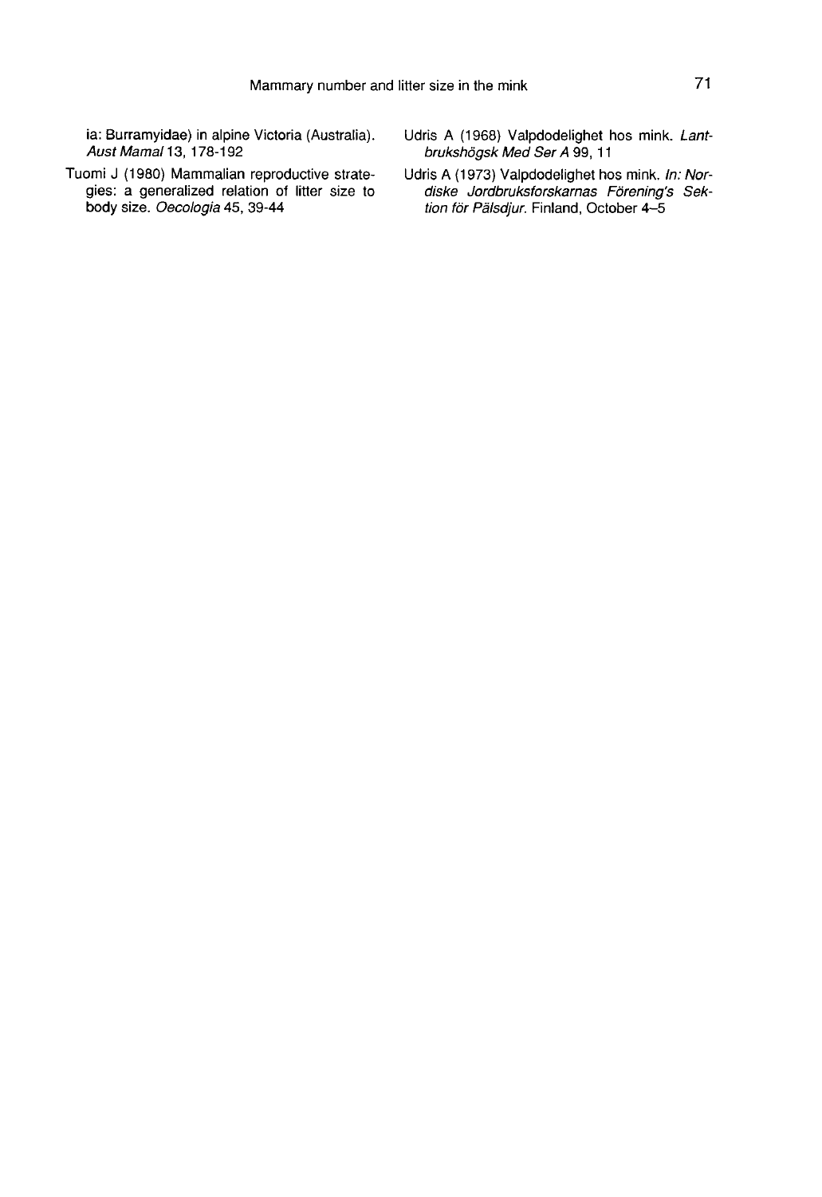ia: Burramyidae) in alpine Victoria (Australia). *Aust Mamal* 13, 178-192

Tuomi J (1980) Mammalian reproductive strategies: a generalized relation of litter size to body size. *Oecologia* 45, 39-44

Udris A (1968) Valpdodelighet hos mink. *Lantbrukshögsk Med Ser A* 99, 11

Udris A (1973) Valpdodelighet hos mink. *In: Nordiske Jordbruksforskarnas Förening's Sektion för Pälsdjur.* Finland, October 4–5